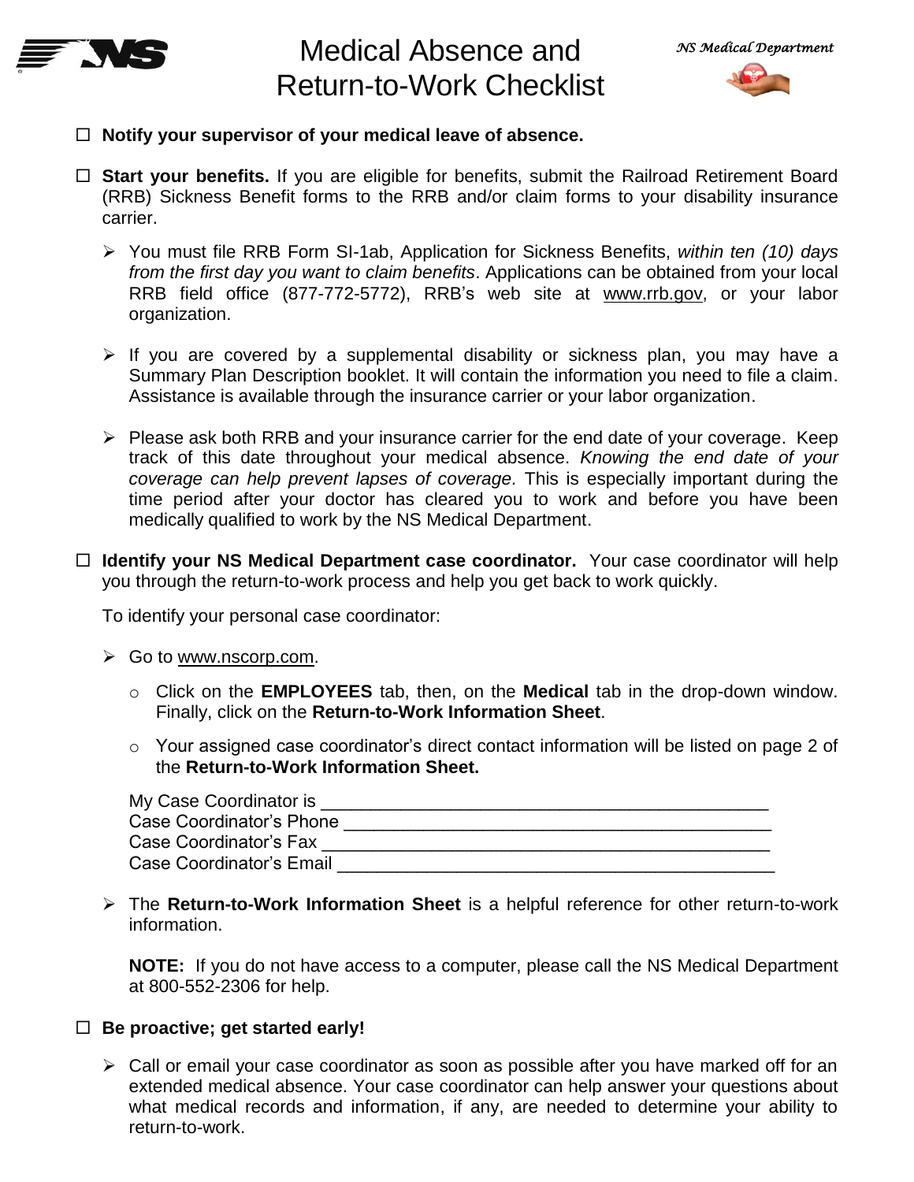# Medical Absence and Return-to-Work Checklist

*NS Medical Department*

- ☐ **Notify your supervisor of your medical leave of absence.**

- ☐ **Start your benefits.** If you are eligible for benefits, submit the Railroad Retirement Board (RRB) Sickness Benefit forms to the RRB and/or claim forms to your disability insurance carrier.

  - You must file RRB Form SI-1ab, Application for Sickness Benefits, *within ten (10) days from the first day you want to claim benefits*. Applications can be obtained from your local RRB field office (877-772-5772), RRB's web site at www.rrb.gov, or your labor organization.

  - If you are covered by a supplemental disability or sickness plan, you may have a Summary Plan Description booklet. It will contain the information you need to file a claim. Assistance is available through the insurance carrier or your labor organization.

  - Please ask both RRB and your insurance carrier for the end date of your coverage. Keep track of this date throughout your medical absence. *Knowing the end date of your coverage can help prevent lapses of coverage.* This is especially important during the time period after your doctor has cleared you to work and before you have been medically qualified to work by the NS Medical Department.

- ☐ **Identify your NS Medical Department case coordinator.** Your case coordinator will help you through the return-to-work process and help you get back to work quickly.

  To identify your personal case coordinator:

  - Go to www.nscorp.com.
    - Click on the **EMPLOYEES** tab, then, on the **Medical** tab in the drop-down window. Finally, click on the **Return-to-Work Information Sheet**.
    - Your assigned case coordinator's direct contact information will be listed on page 2 of the **Return-to-Work Information Sheet.**

    My Case Coordinator is ____________________________________________
    Case Coordinator's Phone ____________________________________________
    Case Coordinator's Fax ____________________________________________
    Case Coordinator's Email ____________________________________________

  - The **Return-to-Work Information Sheet** is a helpful reference for other return-to-work information.

    **NOTE:** If you do not have access to a computer, please call the NS Medical Department at 800-552-2306 for help.

- ☐ **Be proactive; get started early!**

  - Call or email your case coordinator as soon as possible after you have marked off for an extended medical absence. Your case coordinator can help answer your questions about what medical records and information, if any, are needed to determine your ability to return-to-work.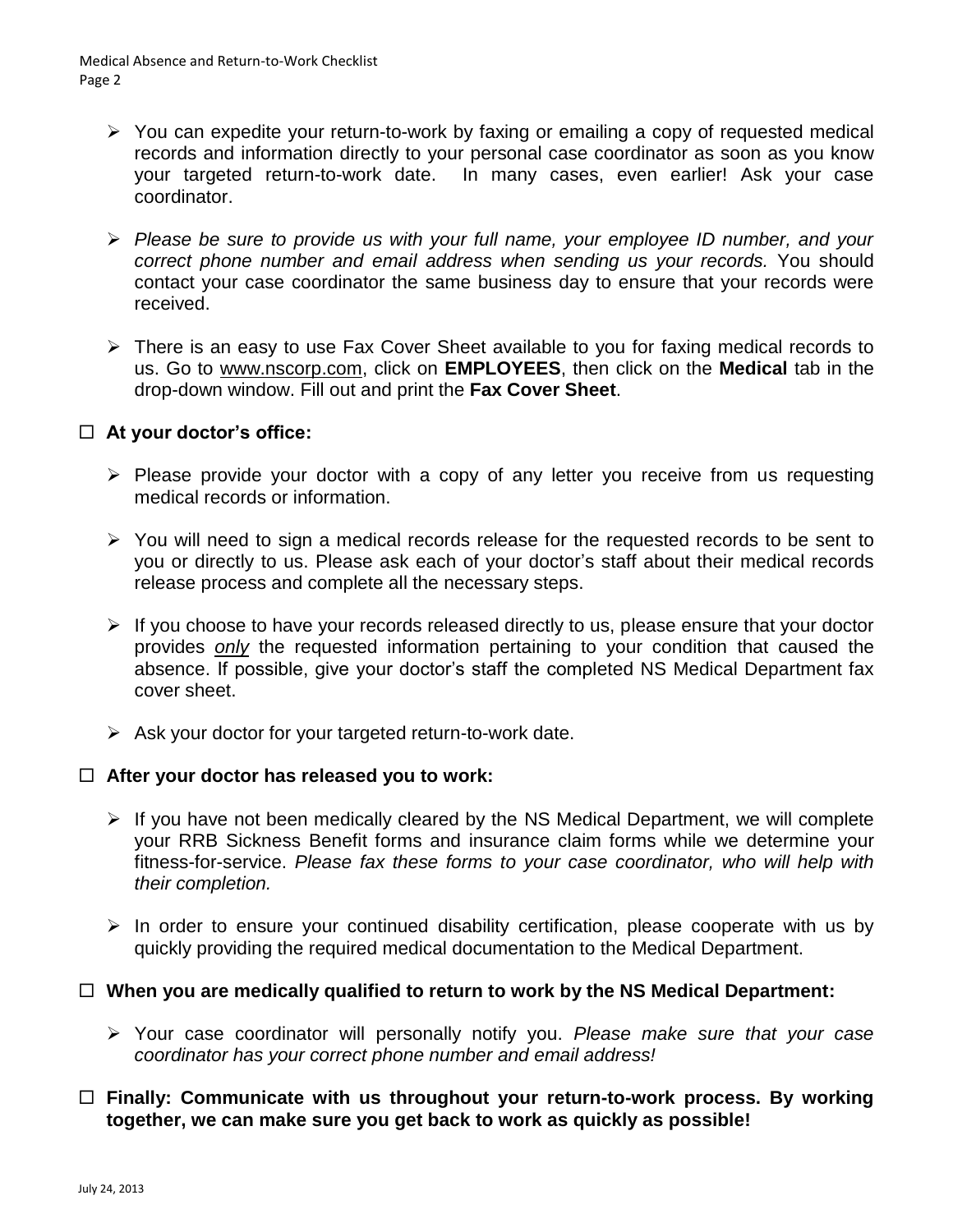- You can expedite your return-to-work by faxing or emailing a copy of requested medical records and information directly to your personal case coordinator as soon as you know your targeted return-to-work date. In many cases, even earlier! Ask your case coordinator.
- *Please be sure to provide us with your full name, your employee ID number, and your correct phone number and email address when sending us your records.* You should contact your case coordinator the same business day to ensure that your records were received.
- There is an easy to use Fax Cover Sheet available to you for faxing medical records to us. Go to www.nscorp.com, click on **EMPLOYEES**, then click on the **Medical** tab in the drop-down window. Fill out and print the **Fax Cover Sheet**.

☐ **At your doctor's office:**

- Please provide your doctor with a copy of any letter you receive from us requesting medical records or information.
- You will need to sign a medical records release for the requested records to be sent to you or directly to us. Please ask each of your doctor's staff about their medical records release process and complete all the necessary steps.
- If you choose to have your records released directly to us, please ensure that your doctor provides ***only*** the requested information pertaining to your condition that caused the absence. If possible, give your doctor's staff the completed NS Medical Department fax cover sheet.
- Ask your doctor for your targeted return-to-work date.

☐ **After your doctor has released you to work:**

- If you have not been medically cleared by the NS Medical Department, we will complete your RRB Sickness Benefit forms and insurance claim forms while we determine your fitness-for-service. *Please fax these forms to your case coordinator, who will help with their completion.*
- In order to ensure your continued disability certification, please cooperate with us by quickly providing the required medical documentation to the Medical Department.

☐ **When you are medically qualified to return to work by the NS Medical Department:**

- Your case coordinator will personally notify you. *Please make sure that your case coordinator has your correct phone number and email address!*

☐ **Finally: Communicate with us throughout your return-to-work process. By working together, we can make sure you get back to work as quickly as possible!**

July 24, 2013